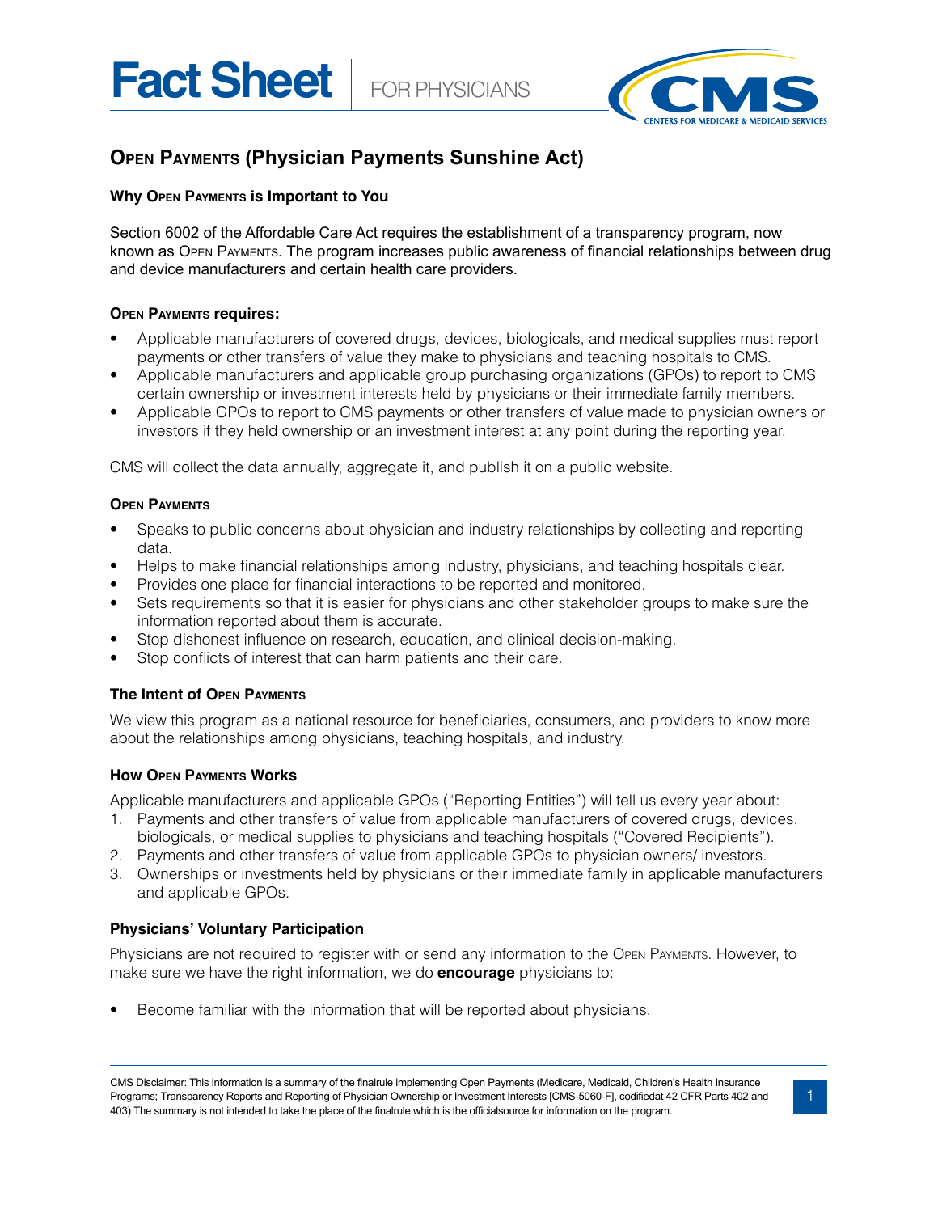# Fact Sheet | FOR PHYSICIANS

## Open Payments (Physician Payments Sunshine Act)

### Why Open Payments is Important to You

Section 6002 of the Affordable Care Act requires the establishment of a transparency program, now known as Open Payments. The program increases public awareness of financial relationships between drug and device manufacturers and certain health care providers.

### Open Payments requires:

- Applicable manufacturers of covered drugs, devices, biologicals, and medical supplies must report payments or other transfers of value they make to physicians and teaching hospitals to CMS.
- Applicable manufacturers and applicable group purchasing organizations (GPOs) to report to CMS certain ownership or investment interests held by physicians or their immediate family members.
- Applicable GPOs to report to CMS payments or other transfers of value made to physician owners or investors if they held ownership or an investment interest at any point during the reporting year.

CMS will collect the data annually, aggregate it, and publish it on a public website.

### Open Payments

- Speaks to public concerns about physician and industry relationships by collecting and reporting data.
- Helps to make financial relationships among industry, physicians, and teaching hospitals clear.
- Provides one place for financial interactions to be reported and monitored.
- Sets requirements so that it is easier for physicians and other stakeholder groups to make sure the information reported about them is accurate.
- Stop dishonest influence on research, education, and clinical decision-making.
- Stop conflicts of interest that can harm patients and their care.

### The Intent of Open Payments

We view this program as a national resource for beneficiaries, consumers, and providers to know more about the relationships among physicians, teaching hospitals, and industry.

### How Open Payments Works

Applicable manufacturers and applicable GPOs ("Reporting Entities") will tell us every year about:

1. Payments and other transfers of value from applicable manufacturers of covered drugs, devices, biologicals, or medical supplies to physicians and teaching hospitals ("Covered Recipients").
2. Payments and other transfers of value from applicable GPOs to physician owners/ investors.
3. Ownerships or investments held by physicians or their immediate family in applicable manufacturers and applicable GPOs.

### Physicians' Voluntary Participation

Physicians are not required to register with or send any information to the Open Payments. However, to make sure we have the right information, we do **encourage** physicians to:

- Become familiar with the information that will be reported about physicians.

CMS Disclaimer: This information is a summary of the finalrule implementing Open Payments (Medicare, Medicaid, Children's Health Insurance Programs; Transparency Reports and Reporting of Physician Ownership or Investment Interests [CMS-5060-F], codifiedat 42 CFR Parts 402 and 403) The summary is not intended to take the place of the finalrule which is the officialsource for information on the program.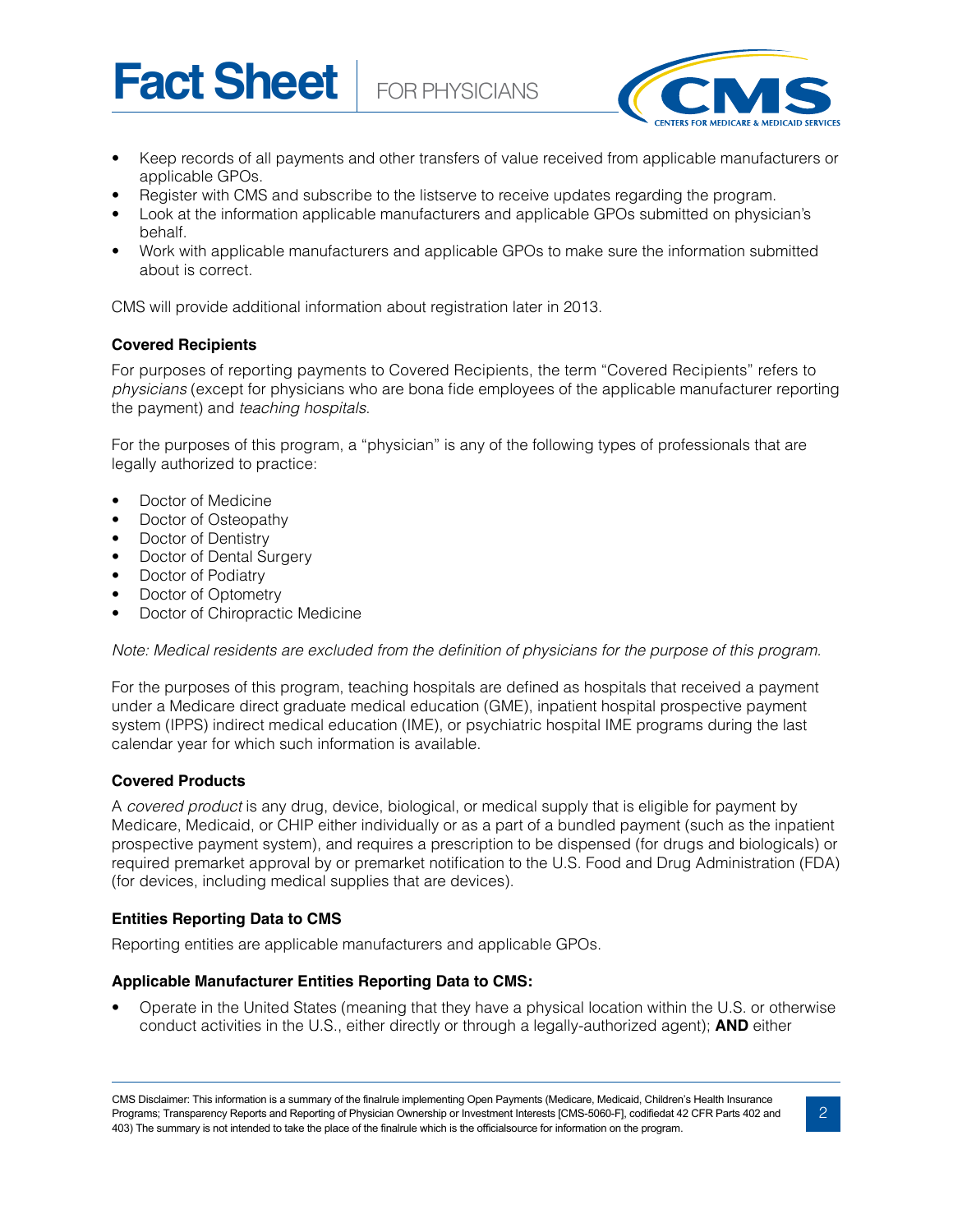- Keep records of all payments and other transfers of value received from applicable manufacturers or applicable GPOs.
- Register with CMS and subscribe to the listserve to receive updates regarding the program.
- Look at the information applicable manufacturers and applicable GPOs submitted on physician's behalf.
- Work with applicable manufacturers and applicable GPOs to make sure the information submitted about is correct.

CMS will provide additional information about registration later in 2013.

**Covered Recipients**

For purposes of reporting payments to Covered Recipients, the term "Covered Recipients" refers to *physicians* (except for physicians who are bona fide employees of the applicable manufacturer reporting the payment) and *teaching hospitals*.

For the purposes of this program, a "physician" is any of the following types of professionals that are legally authorized to practice:

- Doctor of Medicine
- Doctor of Osteopathy
- Doctor of Dentistry
- Doctor of Dental Surgery
- Doctor of Podiatry
- Doctor of Optometry
- Doctor of Chiropractic Medicine

*Note: Medical residents are excluded from the definition of physicians for the purpose of this program.*

For the purposes of this program, teaching hospitals are defined as hospitals that received a payment under a Medicare direct graduate medical education (GME), inpatient hospital prospective payment system (IPPS) indirect medical education (IME), or psychiatric hospital IME programs during the last calendar year for which such information is available.

**Covered Products**

A *covered product* is any drug, device, biological, or medical supply that is eligible for payment by Medicare, Medicaid, or CHIP either individually or as a part of a bundled payment (such as the inpatient prospective payment system), and requires a prescription to be dispensed (for drugs and biologicals) or required premarket approval by or premarket notification to the U.S. Food and Drug Administration (FDA) (for devices, including medical supplies that are devices).

**Entities Reporting Data to CMS**

Reporting entities are applicable manufacturers and applicable GPOs.

**Applicable Manufacturer Entities Reporting Data to CMS:**

- Operate in the United States (meaning that they have a physical location within the U.S. or otherwise conduct activities in the U.S., either directly or through a legally-authorized agent); **AND** either

CMS Disclaimer: This information is a summary of the finalrule implementing Open Payments (Medicare, Medicaid, Children's Health Insurance Programs; Transparency Reports and Reporting of Physician Ownership or Investment Interests [CMS-5060-F], codifiedat 42 CFR Parts 402 and 403) The summary is not intended to take the place of the finalrule which is the officialsource for information on the program.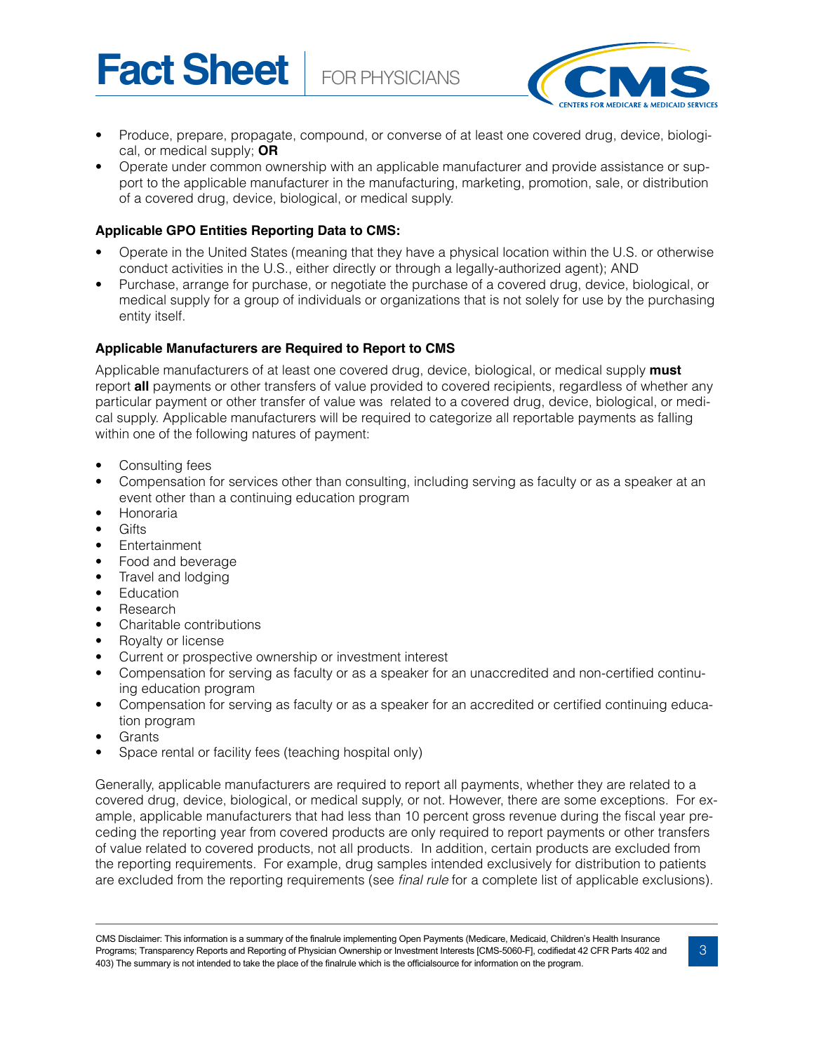- Produce, prepare, propagate, compound, or converse of at least one covered drug, device, biological, or medical supply; **OR**
- Operate under common ownership with an applicable manufacturer and provide assistance or support to the applicable manufacturer in the manufacturing, marketing, promotion, sale, or distribution of a covered drug, device, biological, or medical supply.

**Applicable GPO Entities Reporting Data to CMS:**

- Operate in the United States (meaning that they have a physical location within the U.S. or otherwise conduct activities in the U.S., either directly or through a legally-authorized agent); AND
- Purchase, arrange for purchase, or negotiate the purchase of a covered drug, device, biological, or medical supply for a group of individuals or organizations that is not solely for use by the purchasing entity itself.

**Applicable Manufacturers are Required to Report to CMS**

Applicable manufacturers of at least one covered drug, device, biological, or medical supply **must** report **all** payments or other transfers of value provided to covered recipients, regardless of whether any particular payment or other transfer of value was related to a covered drug, device, biological, or medical supply. Applicable manufacturers will be required to categorize all reportable payments as falling within one of the following natures of payment:

- Consulting fees
- Compensation for services other than consulting, including serving as faculty or as a speaker at an event other than a continuing education program
- Honoraria
- Gifts
- Entertainment
- Food and beverage
- Travel and lodging
- Education
- Research
- Charitable contributions
- Royalty or license
- Current or prospective ownership or investment interest
- Compensation for serving as faculty or as a speaker for an unaccredited and non-certified continuing education program
- Compensation for serving as faculty or as a speaker for an accredited or certified continuing education program
- Grants
- Space rental or facility fees (teaching hospital only)

Generally, applicable manufacturers are required to report all payments, whether they are related to a covered drug, device, biological, or medical supply, or not. However, there are some exceptions. For example, applicable manufacturers that had less than 10 percent gross revenue during the fiscal year preceding the reporting year from covered products are only required to report payments or other transfers of value related to covered products, not all products. In addition, certain products are excluded from the reporting requirements. For example, drug samples intended exclusively for distribution to patients are excluded from the reporting requirements (see *final rule* for a complete list of applicable exclusions).

CMS Disclaimer: This information is a summary of the finalrule implementing Open Payments (Medicare, Medicaid, Children's Health Insurance Programs; Transparency Reports and Reporting of Physician Ownership or Investment Interests [CMS-5060-F], codifiedat 42 CFR Parts 402 and 403) The summary is not intended to take the place of the finalrule which is the officialsource for information on the program.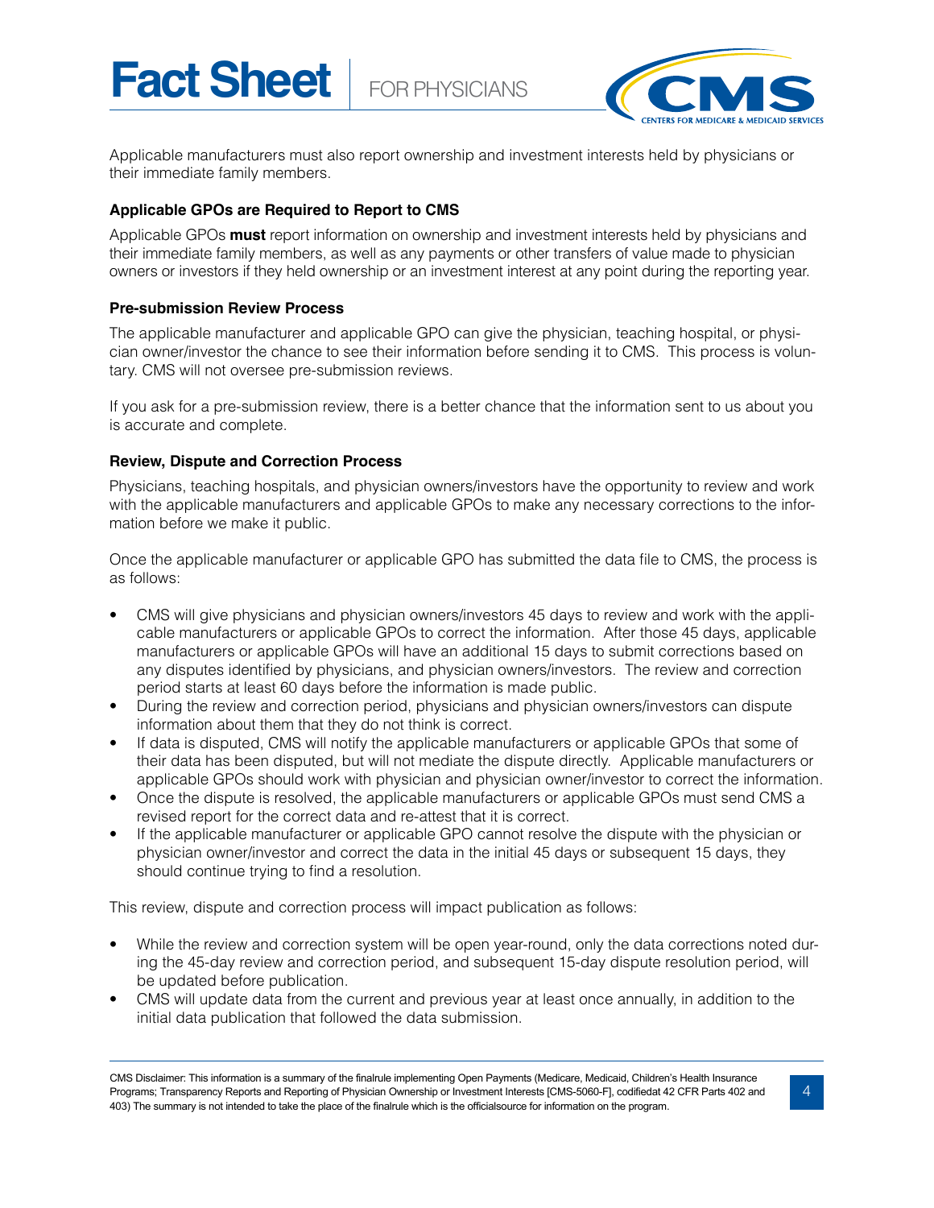Applicable manufacturers must also report ownership and investment interests held by physicians or their immediate family members.

### Applicable GPOs are Required to Report to CMS

Applicable GPOs **must** report information on ownership and investment interests held by physicians and their immediate family members, as well as any payments or other transfers of value made to physician owners or investors if they held ownership or an investment interest at any point during the reporting year.

### Pre-submission Review Process

The applicable manufacturer and applicable GPO can give the physician, teaching hospital, or physician owner/investor the chance to see their information before sending it to CMS. This process is voluntary. CMS will not oversee pre-submission reviews.

If you ask for a pre-submission review, there is a better chance that the information sent to us about you is accurate and complete.

### Review, Dispute and Correction Process

Physicians, teaching hospitals, and physician owners/investors have the opportunity to review and work with the applicable manufacturers and applicable GPOs to make any necessary corrections to the information before we make it public.

Once the applicable manufacturer or applicable GPO has submitted the data file to CMS, the process is as follows:

- CMS will give physicians and physician owners/investors 45 days to review and work with the applicable manufacturers or applicable GPOs to correct the information. After those 45 days, applicable manufacturers or applicable GPOs will have an additional 15 days to submit corrections based on any disputes identified by physicians, and physician owners/investors. The review and correction period starts at least 60 days before the information is made public.
- During the review and correction period, physicians and physician owners/investors can dispute information about them that they do not think is correct.
- If data is disputed, CMS will notify the applicable manufacturers or applicable GPOs that some of their data has been disputed, but will not mediate the dispute directly. Applicable manufacturers or applicable GPOs should work with physician and physician owner/investor to correct the information.
- Once the dispute is resolved, the applicable manufacturers or applicable GPOs must send CMS a revised report for the correct data and re-attest that it is correct.
- If the applicable manufacturer or applicable GPO cannot resolve the dispute with the physician or physician owner/investor and correct the data in the initial 45 days or subsequent 15 days, they should continue trying to find a resolution.

This review, dispute and correction process will impact publication as follows:

- While the review and correction system will be open year-round, only the data corrections noted during the 45-day review and correction period, and subsequent 15-day dispute resolution period, will be updated before publication.
- CMS will update data from the current and previous year at least once annually, in addition to the initial data publication that followed the data submission.

CMS Disclaimer: This information is a summary of the finalrule implementing Open Payments (Medicare, Medicaid, Children's Health Insurance Programs; Transparency Reports and Reporting of Physician Ownership or Investment Interests [CMS-5060-F], codifiedat 42 CFR Parts 402 and 403) The summary is not intended to take the place of the finalrule which is the officialsource for information on the program.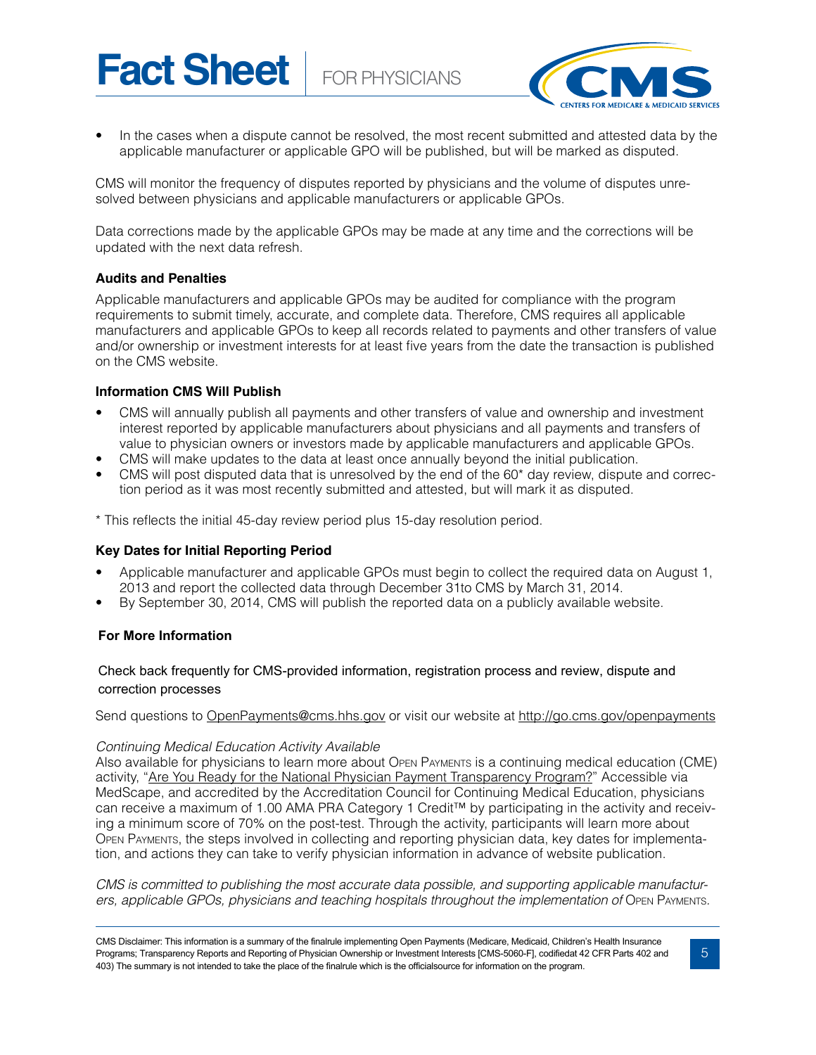- In the cases when a dispute cannot be resolved, the most recent submitted and attested data by the applicable manufacturer or applicable GPO will be published, but will be marked as disputed.

CMS will monitor the frequency of disputes reported by physicians and the volume of disputes unresolved between physicians and applicable manufacturers or applicable GPOs.

Data corrections made by the applicable GPOs may be made at any time and the corrections will be updated with the next data refresh.

### Audits and Penalties

Applicable manufacturers and applicable GPOs may be audited for compliance with the program requirements to submit timely, accurate, and complete data. Therefore, CMS requires all applicable manufacturers and applicable GPOs to keep all records related to payments and other transfers of value and/or ownership or investment interests for at least five years from the date the transaction is published on the CMS website.

### Information CMS Will Publish

- CMS will annually publish all payments and other transfers of value and ownership and investment interest reported by applicable manufacturers about physicians and all payments and transfers of value to physician owners or investors made by applicable manufacturers and applicable GPOs.
- CMS will make updates to the data at least once annually beyond the initial publication.
- CMS will post disputed data that is unresolved by the end of the 60* day review, dispute and correction period as it was most recently submitted and attested, but will mark it as disputed.

\* This reflects the initial 45-day review period plus 15-day resolution period.

### Key Dates for Initial Reporting Period

- Applicable manufacturer and applicable GPOs must begin to collect the required data on August 1, 2013 and report the collected data through December 31to CMS by March 31, 2014.
- By September 30, 2014, CMS will publish the reported data on a publicly available website.

### For More Information

Check back frequently for CMS-provided information, registration process and review, dispute and correction processes

Send questions to OpenPayments@cms.hhs.gov or visit our website at http://go.cms.gov/openpayments

*Continuing Medical Education Activity Available*

Also available for physicians to learn more about Open Payments is a continuing medical education (CME) activity, "Are You Ready for the National Physician Payment Transparency Program?" Accessible via MedScape, and accredited by the Accreditation Council for Continuing Medical Education, physicians can receive a maximum of 1.00 AMA PRA Category 1 Credit™ by participating in the activity and receiving a minimum score of 70% on the post-test. Through the activity, participants will learn more about Open Payments, the steps involved in collecting and reporting physician data, key dates for implementation, and actions they can take to verify physician information in advance of website publication.

*CMS is committed to publishing the most accurate data possible, and supporting applicable manufacturers, applicable GPOs, physicians and teaching hospitals throughout the implementation of* Open Payments.

CMS Disclaimer: This information is a summary of the finalrule implementing Open Payments (Medicare, Medicaid, Children's Health Insurance Programs; Transparency Reports and Reporting of Physician Ownership or Investment Interests [CMS-5060-F], codifiedat 42 CFR Parts 402 and 403) The summary is not intended to take the place of the finalrule which is the officialsource for information on the program.